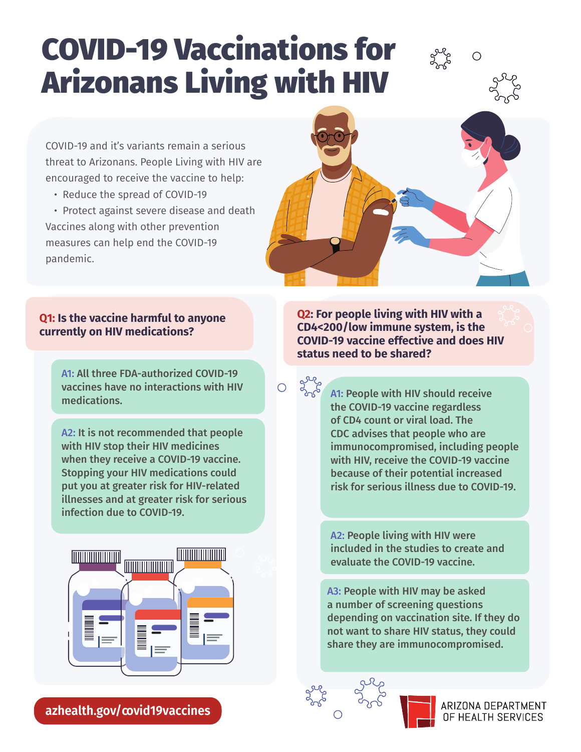# COVID-19 Vaccinations for Arizonans Living with HIV

COVID-19 and it's variants remain a serious threat to Arizonans. People Living with HIV are encouraged to receive the vaccine to help:

- Reduce the spread of COVID-19
- Protect against severe disease and death

Vaccines along with other prevention measures can help end the COVID-19 pandemic.

## Q1: Is the vaccine harmful to anyone currently on HIV medications?

**A1:** All three FDA-authorized COVID-19 vaccines have no interactions with HIV medications.

**A2:** It is not recommended that people with HIV stop their HIV medicines when they receive a COVID-19 vaccine. Stopping your HIV medications could put you at greater risk for HIV-related illnesses and at greater risk for serious infection due to COVID-19.

## Q2: For people living with HIV with a CD4<200/low immune system, is the COVID-19 vaccine effective and does HIV status need to be shared?

**A1:** People with HIV should receive the COVID-19 vaccine regardless of CD4 count or viral load. The CDC advises that people who are immunocompromised, including people with HIV, receive the COVID-19 vaccine because of their potential increased risk for serious illness due to COVID-19.

**A2:** People living with HIV were included in the studies to create and evaluate the COVID-19 vaccine.

**A3:** People with HIV may be asked a number of screening questions depending on vaccination site. If they do not want to share HIV status, they could share they are immunocompromised.

azhealth.gov/covid19vaccines

ARIZONA DEPARTMENT OF HEALTH SERVICES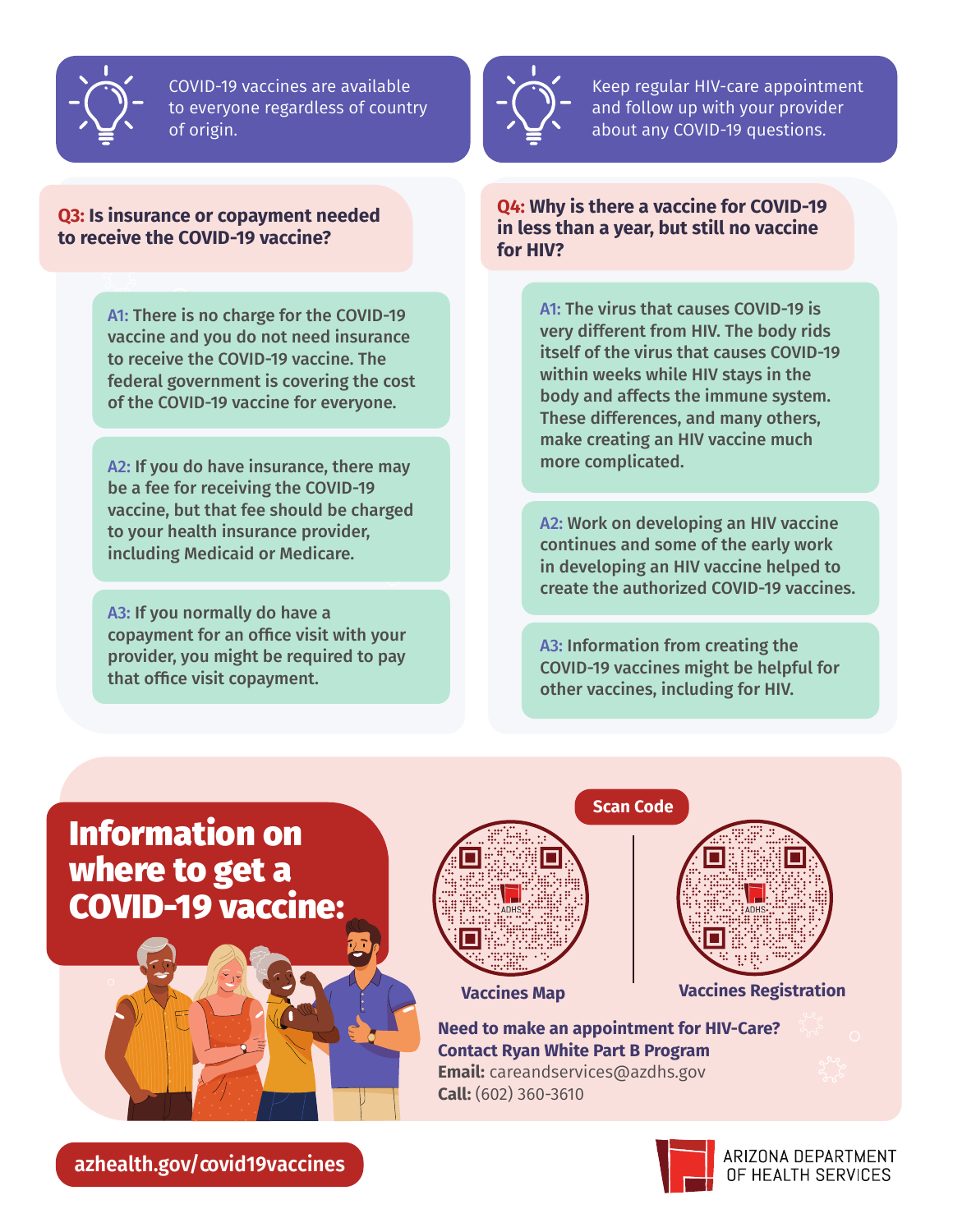COVID-19 vaccines are available to everyone regardless of country of origin.

Keep regular HIV-care appointment and follow up with your provider about any COVID-19 questions.

## Q3: Is insurance or copayment needed to receive the COVID-19 vaccine?

**A1:** There is no charge for the COVID-19 vaccine and you do not need insurance to receive the COVID-19 vaccine. The federal government is covering the cost of the COVID-19 vaccine for everyone.

**A2:** If you do have insurance, there may be a fee for receiving the COVID-19 vaccine, but that fee should be charged to your health insurance provider, including Medicaid or Medicare.

**A3:** If you normally do have a copayment for an office visit with your provider, you might be required to pay that office visit copayment.

## Q4: Why is there a vaccine for COVID-19 in less than a year, but still no vaccine for HIV?

**A1:** The virus that causes COVID-19 is very different from HIV. The body rids itself of the virus that causes COVID-19 within weeks while HIV stays in the body and affects the immune system. These differences, and many others, make creating an HIV vaccine much more complicated.

**A2:** Work on developing an HIV vaccine continues and some of the early work in developing an HIV vaccine helped to create the authorized COVID-19 vaccines.

**A3:** Information from creating the COVID-19 vaccines might be helpful for other vaccines, including for HIV.

## Information on where to get a COVID-19 vaccine:

Scan Code

Vaccines Map

Vaccines Registration

**Need to make an appointment for HIV-Care?**
**Contact Ryan White Part B Program**
**Email:** careandservices@azdhs.gov
**Call:** (602) 360-3610

azhealth.gov/covid19vaccines

ARIZONA DEPARTMENT OF HEALTH SERVICES